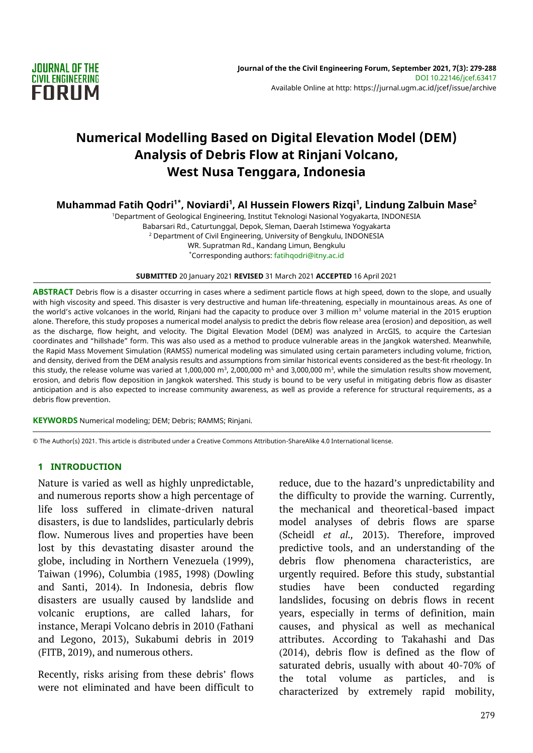# Numerical Modelling Based on Digital Elevation Model (DEM) Analysis of Debris Flow at Rinjani Volcano, West Nusa Tenggara, Indonesia

**Muhammad Fatih Qodri[1*], Noviardi[1], Al Hussein Flowers Rizqi[1], Lindung Zalbuin Mase[2]**

[1]Department of Geological Engineering, Institut Teknologi Nasional Yogyakarta, INDONESIA
Babarsari Rd., Caturtunggal, Depok, Sleman, Daerah Istimewa Yogyakarta
[2] Department of Civil Engineering, University of Bengkulu, INDONESIA
WR. Supratman Rd., Kandang Limun, Bengkulu
*Corresponding authors: fatihqodri@itny.ac.id

**SUBMITTED** 20 January 2021 **REVISED** 31 March 2021 **ACCEPTED** 16 April 2021

**ABSTRACT** Debris flow is a disaster occurring in cases where a sediment particle flows at high speed, down to the slope, and usually with high viscosity and speed. This disaster is very destructive and human life-threatening, especially in mountainous areas. As one of the world's active volcanoes in the world, Rinjani had the capacity to produce over 3 million m$^3$ volume material in the 2015 eruption alone. Therefore, this study proposes a numerical model analysis to predict the debris flow release area (erosion) and deposition, as well as the discharge, flow height, and velocity. The Digital Elevation Model (DEM) was analyzed in ArcGIS, to acquire the Cartesian coordinates and "hillshade" form. This was also used as a method to produce vulnerable areas in the Jangkok watershed. Meanwhile, the Rapid Mass Movement Simulation (RAMSS) numerical modeling was simulated using certain parameters including volume, friction, and density, derived from the DEM analysis results and assumptions from similar historical events considered as the best-fit rheology. In this study, the release volume was varied at 1,000,000 m$^3$, 2,000,000 m$^3$, and 3,000,000 m$^3$, while the simulation results show movement, erosion, and debris flow deposition in Jangkok watershed. This study is bound to be very useful in mitigating debris flow as disaster anticipation and is also expected to increase community awareness, as well as provide a reference for structural requirements, as a debris flow prevention.

**KEYWORDS** Numerical modeling; DEM; Debris; RAMMS; Rinjani.

© The Author(s) 2021. This article is distributed under a Creative Commons Attribution-ShareAlike 4.0 International license.

## 1 INTRODUCTION

Nature is varied as well as highly unpredictable, and numerous reports show a high percentage of life loss suffered in climate-driven natural disasters, is due to landslides, particularly debris flow. Numerous lives and properties have been lost by this devastating disaster around the globe, including in Northern Venezuela (1999), Taiwan (1996), Columbia (1985, 1998) (Dowling and Santi, 2014). In Indonesia, debris flow disasters are usually caused by landslide and volcanic eruptions, are called lahars, for instance, Merapi Volcano debris in 2010 (Fathani and Legono, 2013), Sukabumi debris in 2019 (FITB, 2019), and numerous others.

Recently, risks arising from these debris' flows were not eliminated and have been difficult to reduce, due to the hazard's unpredictability and the difficulty to provide the warning. Currently, the mechanical and theoretical-based impact model analyses of debris flows are sparse (Scheidl *et al.,* 2013). Therefore, improved predictive tools, and an understanding of the debris flow phenomena characteristics, are urgently required. Before this study, substantial studies have been conducted regarding landslides, focusing on debris flows in recent years, especially in terms of definition, main causes, and physical as well as mechanical attributes. According to Takahashi and Das (2014), debris flow is defined as the flow of saturated debris, usually with about 40-70% of the total volume as particles, and is characterized by extremely rapid mobility,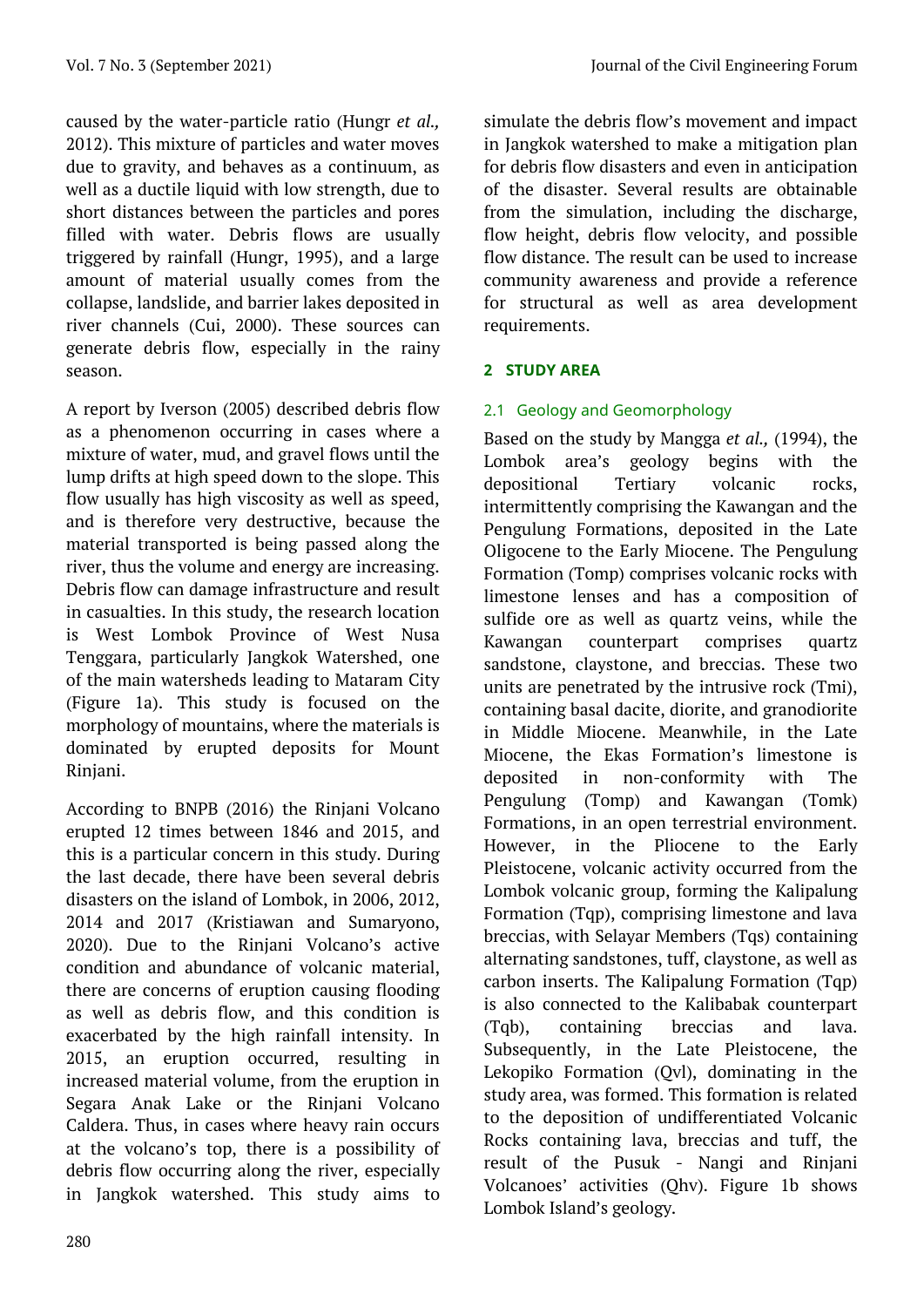caused by the water-particle ratio (Hungr *et al.,* 2012). This mixture of particles and water moves due to gravity, and behaves as a continuum, as well as a ductile liquid with low strength, due to short distances between the particles and pores filled with water. Debris flows are usually triggered by rainfall (Hungr, 1995), and a large amount of material usually comes from the collapse, landslide, and barrier lakes deposited in river channels (Cui, 2000). These sources can generate debris flow, especially in the rainy season.

A report by Iverson (2005) described debris flow as a phenomenon occurring in cases where a mixture of water, mud, and gravel flows until the lump drifts at high speed down to the slope. This flow usually has high viscosity as well as speed, and is therefore very destructive, because the material transported is being passed along the river, thus the volume and energy are increasing. Debris flow can damage infrastructure and result in casualties. In this study, the research location is West Lombok Province of West Nusa Tenggara, particularly Jangkok Watershed, one of the main watersheds leading to Mataram City (Figure 1a). This study is focused on the morphology of mountains, where the materials is dominated by erupted deposits for Mount Rinjani.

According to BNPB (2016) the Rinjani Volcano erupted 12 times between 1846 and 2015, and this is a particular concern in this study. During the last decade, there have been several debris disasters on the island of Lombok, in 2006, 2012, 2014 and 2017 (Kristiawan and Sumaryono, 2020). Due to the Rinjani Volcano's active condition and abundance of volcanic material, there are concerns of eruption causing flooding as well as debris flow, and this condition is exacerbated by the high rainfall intensity. In 2015, an eruption occurred, resulting in increased material volume, from the eruption in Segara Anak Lake or the Rinjani Volcano Caldera. Thus, in cases where heavy rain occurs at the volcano's top, there is a possibility of debris flow occurring along the river, especially in Jangkok watershed. This study aims to simulate the debris flow's movement and impact in Jangkok watershed to make a mitigation plan for debris flow disasters and even in anticipation of the disaster. Several results are obtainable from the simulation, including the discharge, flow height, debris flow velocity, and possible flow distance. The result can be used to increase community awareness and provide a reference for structural as well as area development requirements.

## 2 STUDY AREA

### 2.1 Geology and Geomorphology

Based on the study by Mangga *et al.,* (1994), the Lombok area's geology begins with the depositional Tertiary volcanic rocks, intermittently comprising the Kawangan and the Pengulung Formations, deposited in the Late Oligocene to the Early Miocene. The Pengulung Formation (Tomp) comprises volcanic rocks with limestone lenses and has a composition of sulfide ore as well as quartz veins, while the Kawangan counterpart comprises quartz sandstone, claystone, and breccias. These two units are penetrated by the intrusive rock (Tmi), containing basal dacite, diorite, and granodiorite in Middle Miocene. Meanwhile, in the Late Miocene, the Ekas Formation's limestone is deposited in non-conformity with The Pengulung (Tomp) and Kawangan (Tomk) Formations, in an open terrestrial environment. However, in the Pliocene to the Early Pleistocene, volcanic activity occurred from the Lombok volcanic group, forming the Kalipalung Formation (Tqp), comprising limestone and lava breccias, with Selayar Members (Tqs) containing alternating sandstones, tuff, claystone, as well as carbon inserts. The Kalipalung Formation (Tqp) is also connected to the Kalibabak counterpart (Tqb), containing breccias and lava. Subsequently, in the Late Pleistocene, the Lekopiko Formation (Qvl), dominating in the study area, was formed. This formation is related to the deposition of undifferentiated Volcanic Rocks containing lava, breccias and tuff, the result of the Pusuk - Nangi and Rinjani Volcanoes' activities (Qhv). Figure 1b shows Lombok Island's geology.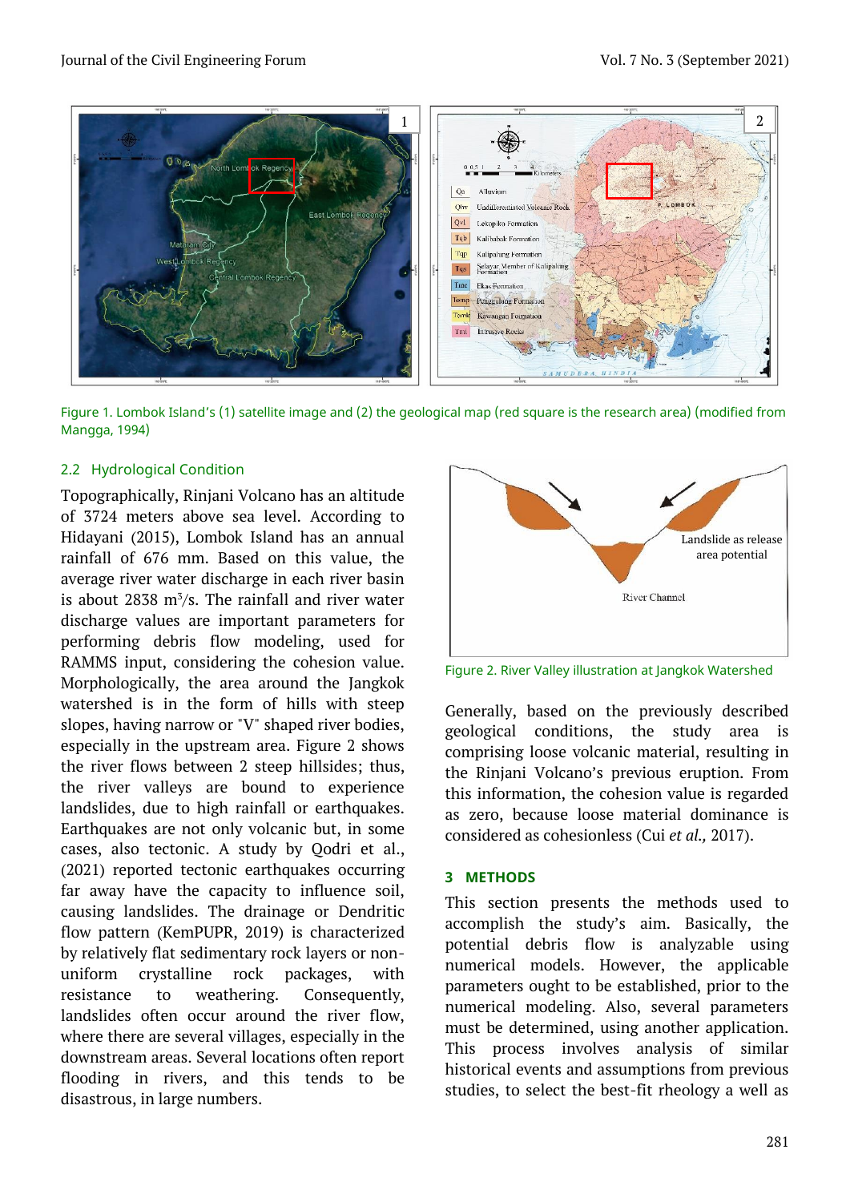Figure 1. Lombok Island's (1) satellite image and (2) the geological map (red square is the research area) (modified from Mangga, 1994)

### 2.2 Hydrological Condition

Topographically, Rinjani Volcano has an altitude of 3724 meters above sea level. According to Hidayani (2015), Lombok Island has an annual rainfall of 676 mm. Based on this value, the average river water discharge in each river basin is about 2838 $m^3/s$. The rainfall and river water discharge values are important parameters for performing debris flow modeling, used for RAMMS input, considering the cohesion value. Morphologically, the area around the Jangkok watershed is in the form of hills with steep slopes, having narrow or "V" shaped river bodies, especially in the upstream area. Figure 2 shows the river flows between 2 steep hillsides; thus, the river valleys are bound to experience landslides, due to high rainfall or earthquakes. Earthquakes are not only volcanic but, in some cases, also tectonic. A study by Qodri et al., (2021) reported tectonic earthquakes occurring far away have the capacity to influence soil, causing landslides. The drainage or Dendritic flow pattern (KemPUPR, 2019) is characterized by relatively flat sedimentary rock layers or non-uniform crystalline rock packages, with resistance to weathering. Consequently, landslides often occur around the river flow, where there are several villages, especially in the downstream areas. Several locations often report flooding in rivers, and this tends to be disastrous, in large numbers.

Figure 2. River Valley illustration at Jangkok Watershed

Generally, based on the previously described geological conditions, the study area is comprising loose volcanic material, resulting in the Rinjani Volcano's previous eruption. From this information, the cohesion value is regarded as zero, because loose material dominance is considered as cohesionless (Cui *et al.,* 2017).

## 3 METHODS

This section presents the methods used to accomplish the study's aim. Basically, the potential debris flow is analyzable using numerical models. However, the applicable parameters ought to be established, prior to the numerical modeling. Also, several parameters must be determined, using another application. This process involves analysis of similar historical events and assumptions from previous studies, to select the best-fit rheology a well as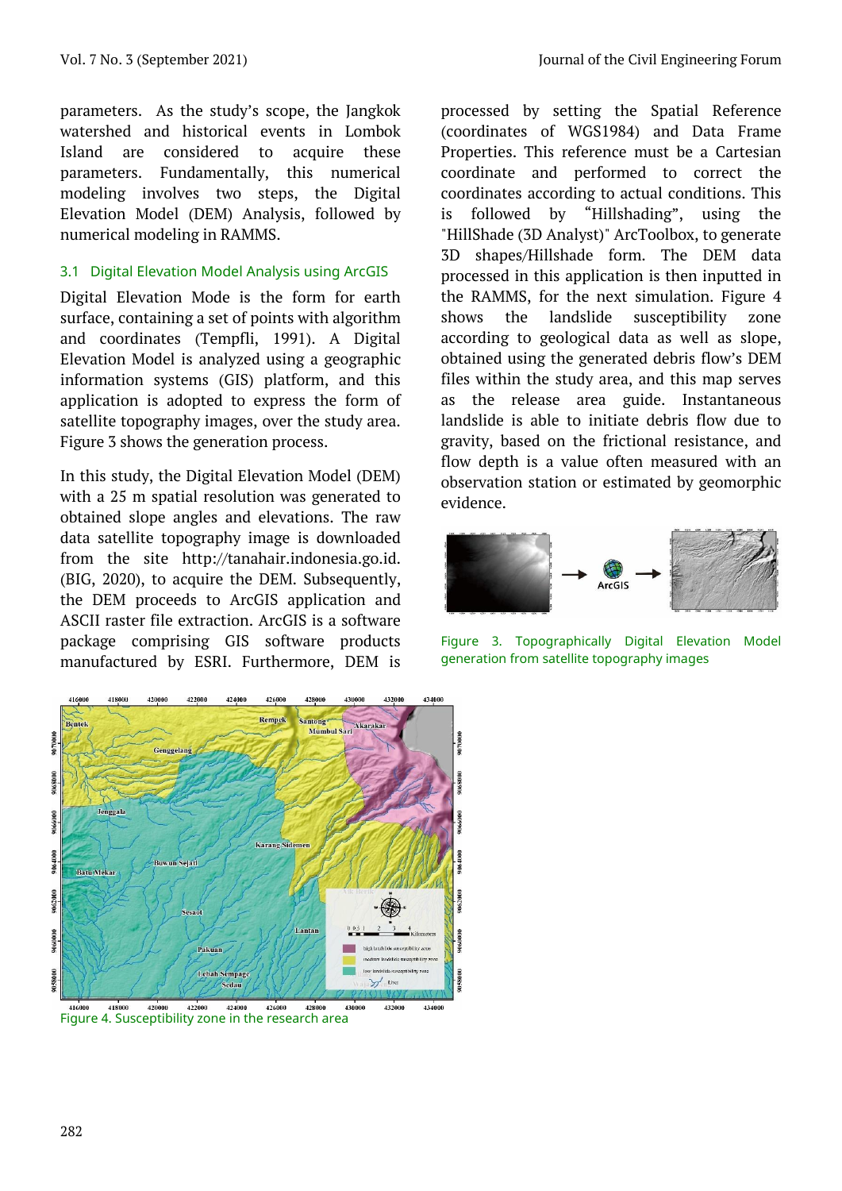parameters. As the study's scope, the Jangkok watershed and historical events in Lombok Island are considered to acquire these parameters. Fundamentally, this numerical modeling involves two steps, the Digital Elevation Model (DEM) Analysis, followed by numerical modeling in RAMMS.

### 3.1 Digital Elevation Model Analysis using ArcGIS

Digital Elevation Mode is the form for earth surface, containing a set of points with algorithm and coordinates (Tempfli, 1991). A Digital Elevation Model is analyzed using a geographic information systems (GIS) platform, and this application is adopted to express the form of satellite topography images, over the study area. Figure 3 shows the generation process.

In this study, the Digital Elevation Model (DEM) with a 25 m spatial resolution was generated to obtained slope angles and elevations. The raw data satellite topography image is downloaded from the site http://tanahair.indonesia.go.id. (BIG, 2020), to acquire the DEM. Subsequently, the DEM proceeds to ArcGIS application and ASCII raster file extraction. ArcGIS is a software package comprising GIS software products manufactured by ESRI. Furthermore, DEM is processed by setting the Spatial Reference (coordinates of WGS1984) and Data Frame Properties. This reference must be a Cartesian coordinate and performed to correct the coordinates according to actual conditions. This is followed by "Hillshading", using the "HillShade (3D Analyst)" ArcToolbox, to generate 3D shapes/Hillshade form. The DEM data processed in this application is then inputted in the RAMMS, for the next simulation. Figure 4 shows the landslide susceptibility zone according to geological data as well as slope, obtained using the generated debris flow's DEM files within the study area, and this map serves as the release area guide. Instantaneous landslide is able to initiate debris flow due to gravity, based on the frictional resistance, and flow depth is a value often measured with an observation station or estimated by geomorphic evidence.

Figure 3. Topographically Digital Elevation Model generation from satellite topography images

Figure 4. Susceptibility zone in the research area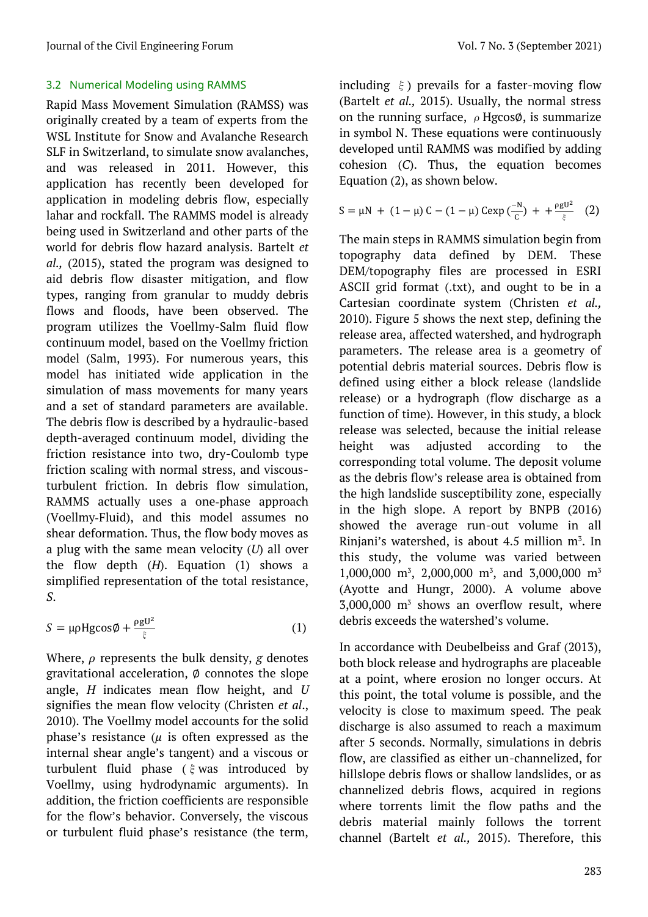### 3.2 Numerical Modeling using RAMMS

Rapid Mass Movement Simulation (RAMSS) was originally created by a team of experts from the WSL Institute for Snow and Avalanche Research SLF in Switzerland, to simulate snow avalanches, and was released in 2011. However, this application has recently been developed for application in modeling debris flow, especially lahar and rockfall. The RAMMS model is already being used in Switzerland and other parts of the world for debris flow hazard analysis. Bartelt *et al.,* (2015), stated the program was designed to aid debris flow disaster mitigation, and flow types, ranging from granular to muddy debris flows and floods, have been observed. The program utilizes the Voellmy-Salm fluid flow continuum model, based on the Voellmy friction model (Salm, 1993). For numerous years, this model has initiated wide application in the simulation of mass movements for many years and a set of standard parameters are available. The debris flow is described by a hydraulic-based depth-averaged continuum model, dividing the friction resistance into two, dry-Coulomb type friction scaling with normal stress, and viscous-turbulent friction. In debris flow simulation, RAMMS actually uses a one-phase approach (Voellmy-Fluid), and this model assumes no shear deformation. Thus, the flow body moves as a plug with the same mean velocity ($U$) all over the flow depth ($H$). Equation (1) shows a simplified representation of the total resistance, $S$.

$$S = \mu \rho H g \cos\emptyset + \frac{\rho g U^2}{\xi} \tag{1}$$

Where, $\rho$ represents the bulk density, $g$ denotes gravitational acceleration, $\emptyset$ connotes the slope angle, $H$ indicates mean flow height, and $U$ signifies the mean flow velocity (Christen *et al.*, 2010). The Voellmy model accounts for the solid phase's resistance ($\mu$ is often expressed as the internal shear angle's tangent) and a viscous or turbulent fluid phase ($\xi$ was introduced by Voellmy, using hydrodynamic arguments). In addition, the friction coefficients are responsible for the flow's behavior. Conversely, the viscous or turbulent fluid phase's resistance (the term, including $\xi$) prevails for a faster-moving flow (Bartelt *et al.,* 2015). Usually, the normal stress on the running surface, $\rho H g \cos\emptyset$, is summarize in symbol N. These equations were continuously developed until RAMMS was modified by adding cohesion ($C$). Thus, the equation becomes Equation (2), as shown below.

$$S = \mu N + (1-\mu)C - (1-\mu)C\exp\left(\frac{-N}{C}\right) + + \frac{\rho g U^2}{\xi} \tag{2}$$

The main steps in RAMMS simulation begin from topography data defined by DEM. These DEM/topography files are processed in ESRI ASCII grid format (.txt), and ought to be in a Cartesian coordinate system (Christen *et al.,* 2010). Figure 5 shows the next step, defining the release area, affected watershed, and hydrograph parameters. The release area is a geometry of potential debris material sources. Debris flow is defined using either a block release (landslide release) or a hydrograph (flow discharge as a function of time). However, in this study, a block release was selected, because the initial release height was adjusted according to the corresponding total volume. The deposit volume as the debris flow's release area is obtained from the high landslide susceptibility zone, especially in the high slope. A report by BNPB (2016) showed the average run-out volume in all Rinjani's watershed, is about 4.5 million $m^3$. In this study, the volume was varied between 1,000,000 $m^3$, 2,000,000 $m^3$, and 3,000,000 $m^3$ (Ayotte and Hungr, 2000). A volume above 3,000,000 $m^3$ shows an overflow result, where debris exceeds the watershed's volume.

In accordance with Deubelbeiss and Graf (2013), both block release and hydrographs are placeable at a point, where erosion no longer occurs. At this point, the total volume is possible, and the velocity is close to maximum speed. The peak discharge is also assumed to reach a maximum after 5 seconds. Normally, simulations in debris flow, are classified as either un-channelized, for hillslope debris flows or shallow landslides, or as channelized debris flows, acquired in regions where torrents limit the flow paths and the debris material mainly follows the torrent channel (Bartelt *et al.,* 2015). Therefore, this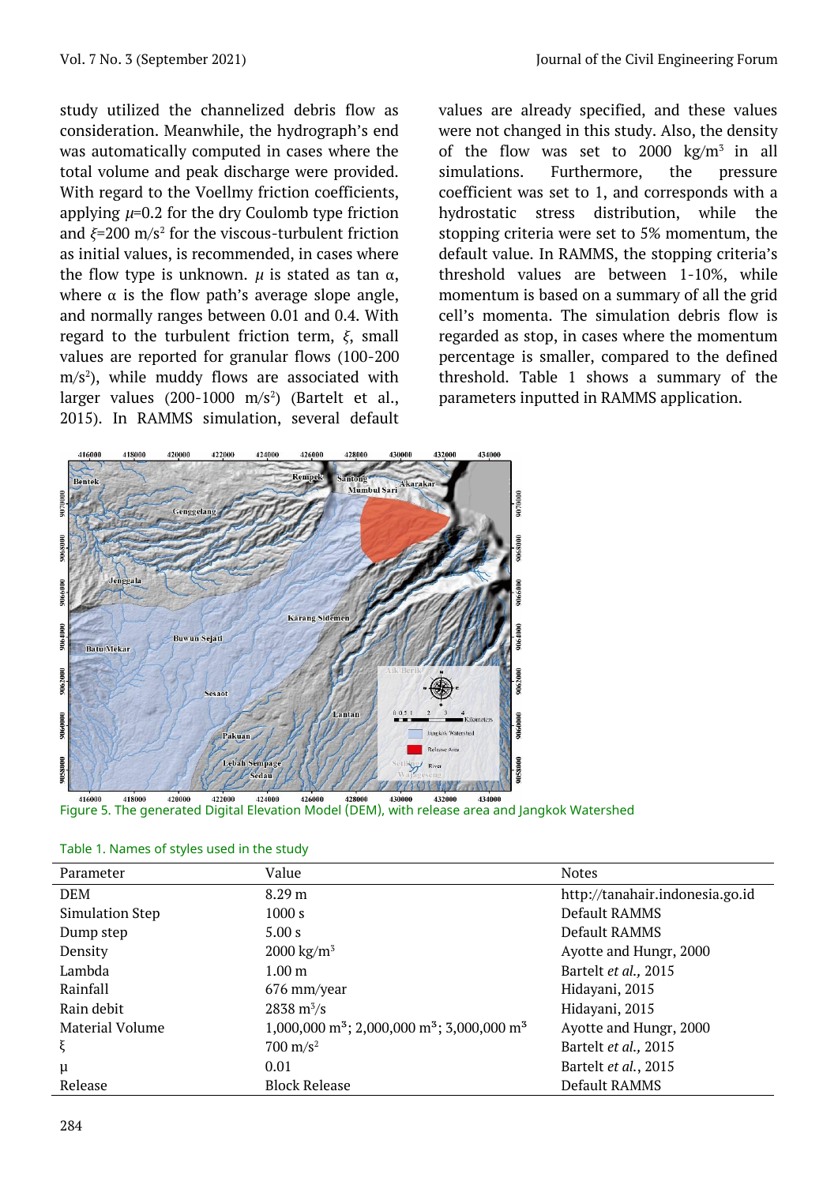study utilized the channelized debris flow as consideration. Meanwhile, the hydrograph's end was automatically computed in cases where the total volume and peak discharge were provided. With regard to the Voellmy friction coefficients, applying $\mu$=0.2 for the dry Coulomb type friction and $\xi$=200 m/s$^2$ for the viscous-turbulent friction as initial values, is recommended, in cases where the flow type is unknown. $\mu$ is stated as tan $\alpha$, where $\alpha$ is the flow path's average slope angle, and normally ranges between 0.01 and 0.4. With regard to the turbulent friction term, $\xi$, small values are reported for granular flows (100-200 m/s$^2$), while muddy flows are associated with larger values (200-1000 m/s$^2$) (Bartelt et al., 2015). In RAMMS simulation, several default values are already specified, and these values were not changed in this study. Also, the density of the flow was set to 2000 kg/m$^3$ in all simulations. Furthermore, the pressure coefficient was set to 1, and corresponds with a hydrostatic stress distribution, while the stopping criteria were set to 5% momentum, the default value. In RAMMS, the stopping criteria's threshold values are between 1-10%, while momentum is based on a summary of all the grid cell's momenta. The simulation debris flow is regarded as stop, in cases where the momentum percentage is smaller, compared to the defined threshold. Table 1 shows a summary of the parameters inputted in RAMMS application.

Figure 5. The generated Digital Elevation Model (DEM), with release area and Jangkok Watershed

Table 1. Names of styles used in the study

| Parameter | Value | Notes |
|---|---|---|
| DEM | 8.29 m | http://tanahair.indonesia.go.id |
| Simulation Step | 1000 s | Default RAMMS |
| Dump step | 5.00 s | Default RAMMS |
| Density | 2000 kg/m$^3$ | Ayotte and Hungr, 2000 |
| Lambda | 1.00 m | Bartelt *et al.,* 2015 |
| Rainfall | 676 mm/year | Hidayani, 2015 |
| Rain debit | 2838 m$^3$/s | Hidayani, 2015 |
| Material Volume | 1,000,000 m$^3$; 2,000,000 m$^3$; 3,000,000 m$^3$ | Ayotte and Hungr, 2000 |
| $\xi$ | 700 m/s$^2$ | Bartelt *et al.,* 2015 |
| $\mu$ | 0.01 | Bartelt *et al.,* 2015 |
| Release | Block Release | Default RAMMS |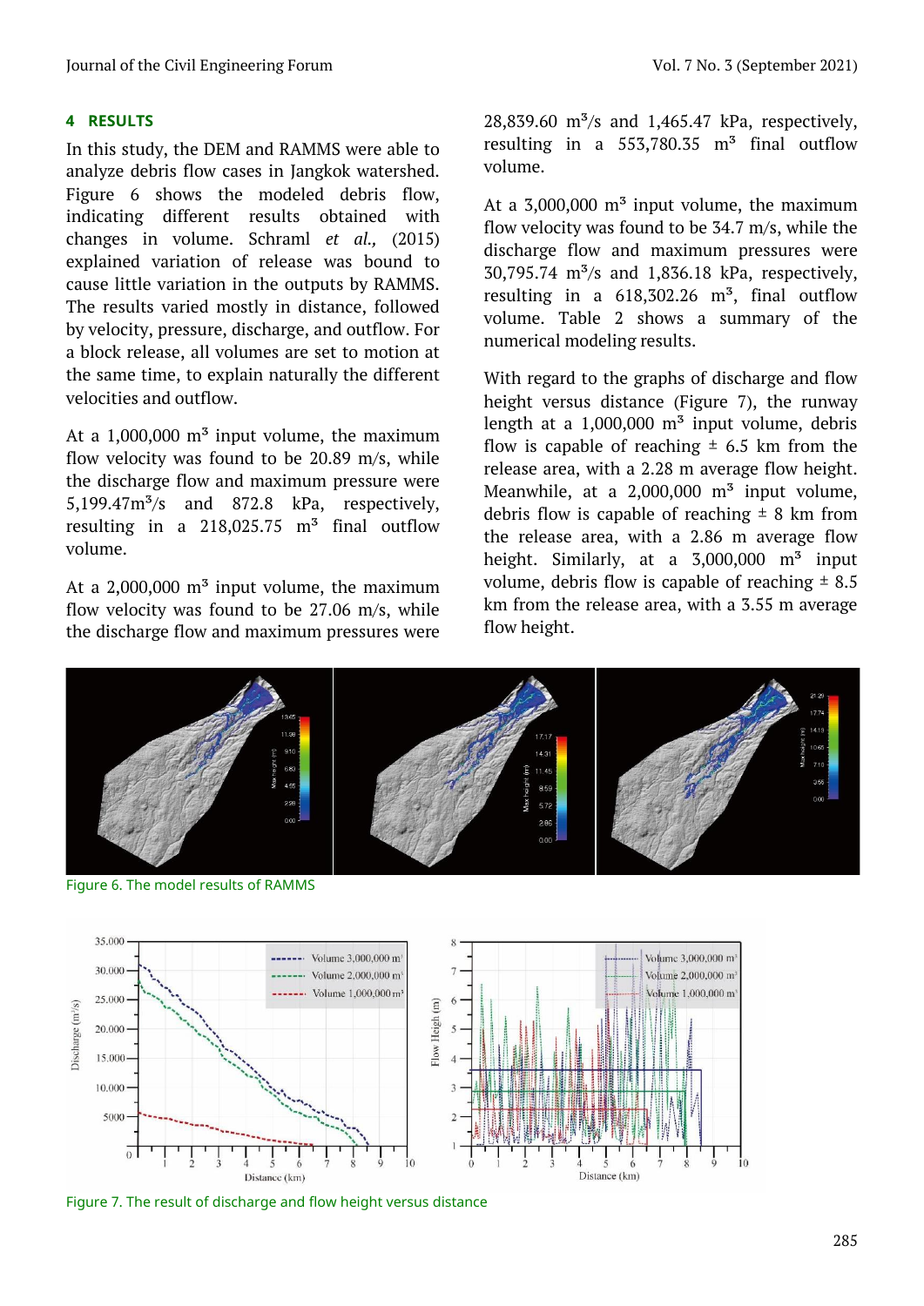## 4 RESULTS

In this study, the DEM and RAMMS were able to analyze debris flow cases in Jangkok watershed. Figure 6 shows the modeled debris flow, indicating different results obtained with changes in volume. Schraml *et al.,* (2015) explained variation of release was bound to cause little variation in the outputs by RAMMS. The results varied mostly in distance, followed by velocity, pressure, discharge, and outflow. For a block release, all volumes are set to motion at the same time, to explain naturally the different velocities and outflow.

At a 1,000,000 $m^3$ input volume, the maximum flow velocity was found to be 20.89 m/s, while the discharge flow and maximum pressure were 5,199.47$m^3$/s and 872.8 kPa, respectively, resulting in a 218,025.75 $m^3$ final outflow volume.

At a 2,000,000 $m^3$ input volume, the maximum flow velocity was found to be 27.06 m/s, while the discharge flow and maximum pressures were 28,839.60 $m^3$/s and 1,465.47 kPa, respectively, resulting in a 553,780.35 $m^3$ final outflow volume.

At a 3,000,000 $m^3$ input volume, the maximum flow velocity was found to be 34.7 m/s, while the discharge flow and maximum pressures were 30,795.74 $m^3$/s and 1,836.18 kPa, respectively, resulting in a 618,302.26 $m^3$, final outflow volume. Table 2 shows a summary of the numerical modeling results.

With regard to the graphs of discharge and flow height versus distance (Figure 7), the runway length at a 1,000,000 $m^3$ input volume, debris flow is capable of reaching ± 6.5 km from the release area, with a 2.28 m average flow height. Meanwhile, at a 2,000,000 $m^3$ input volume, debris flow is capable of reaching ± 8 km from the release area, with a 2.86 m average flow height. Similarly, at a 3,000,000 $m^3$ input volume, debris flow is capable of reaching ± 8.5 km from the release area, with a 3.55 m average flow height.

Figure 6. The model results of RAMMS

Figure 7. The result of discharge and flow height versus distance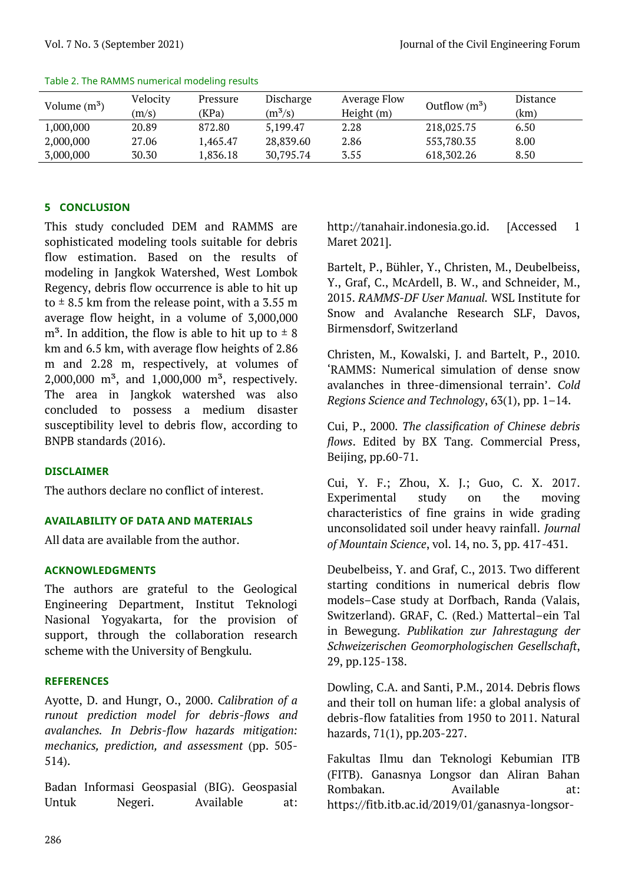Table 2. The RAMMS numerical modeling results

| Volume ($m^3$) | Velocity (m/s) | Pressure (KPa) | Discharge ($m^3/s$) | Average Flow Height (m) | Outflow ($m^3$) | Distance (km) |
|---|---|---|---|---|---|---|
| 1,000,000 | 20.89 | 872.80 | 5,199.47 | 2.28 | 218,025.75 | 6.50 |
| 2,000,000 | 27.06 | 1,465.47 | 28,839.60 | 2.86 | 553,780.35 | 8.00 |
| 3,000,000 | 30.30 | 1,836.18 | 30,795.74 | 3.55 | 618,302.26 | 8.50 |

## 5 CONCLUSION

This study concluded DEM and RAMMS are sophisticated modeling tools suitable for debris flow estimation. Based on the results of modeling in Jangkok Watershed, West Lombok Regency, debris flow occurrence is able to hit up to ± 8.5 km from the release point, with a 3.55 m average flow height, in a volume of 3,000,000 $m^3$. In addition, the flow is able to hit up to ± 8 km and 6.5 km, with average flow heights of 2.86 m and 2.28 m, respectively, at volumes of 2,000,000 $m^3$, and 1,000,000 $m^3$, respectively. The area in Jangkok watershed was also concluded to possess a medium disaster susceptibility level to debris flow, according to BNPB standards (2016).

## DISCLAIMER

The authors declare no conflict of interest.

## AVAILABILITY OF DATA AND MATERIALS

All data are available from the author.

## ACKNOWLEDGMENTS

The authors are grateful to the Geological Engineering Department, Institut Teknologi Nasional Yogyakarta, for the provision of support, through the collaboration research scheme with the University of Bengkulu.

## REFERENCES

Ayotte, D. and Hungr, O., 2000. *Calibration of a runout prediction model for debris-flows and avalanches. In Debris-flow hazards mitigation: mechanics, prediction, and assessment* (pp. 505-514).

Badan Informasi Geospasial (BIG). Geospasial Untuk Negeri. Available at: http://tanahair.indonesia.go.id. [Accessed 1 Maret 2021].

Bartelt, P., Bühler, Y., Christen, M., Deubelbeiss, Y., Graf, C., McArdell, B. W., and Schneider, M., 2015. *RAMMS-DF User Manual.* WSL Institute for Snow and Avalanche Research SLF, Davos, Birmensdorf, Switzerland

Christen, M., Kowalski, J. and Bartelt, P., 2010. 'RAMMS: Numerical simulation of dense snow avalanches in three-dimensional terrain'. *Cold Regions Science and Technology*, 63(1), pp. 1–14.

Cui, P., 2000. *The classification of Chinese debris flows*. Edited by BX Tang. Commercial Press, Beijing, pp.60-71.

Cui, Y. F.; Zhou, X. J.; Guo, C. X. 2017. Experimental study on the moving characteristics of fine grains in wide grading unconsolidated soil under heavy rainfall. *Journal of Mountain Science*, vol. 14, no. 3, pp. 417-431.

Deubelbeiss, Y. and Graf, C., 2013. Two different starting conditions in numerical debris flow models–Case study at Dorfbach, Randa (Valais, Switzerland). GRAF, C. (Red.) Mattertal–ein Tal in Bewegung. *Publikation zur Jahrestagung der Schweizerischen Geomorphologischen Gesellschaft*, 29, pp.125-138.

Dowling, C.A. and Santi, P.M., 2014. Debris flows and their toll on human life: a global analysis of debris-flow fatalities from 1950 to 2011. Natural hazards, 71(1), pp.203-227.

Fakultas Ilmu dan Teknologi Kebumian ITB (FITB). Ganasnya Longsor dan Aliran Bahan Rombakan. Available at: https://fitb.itb.ac.id/2019/01/ganasnya-longsor-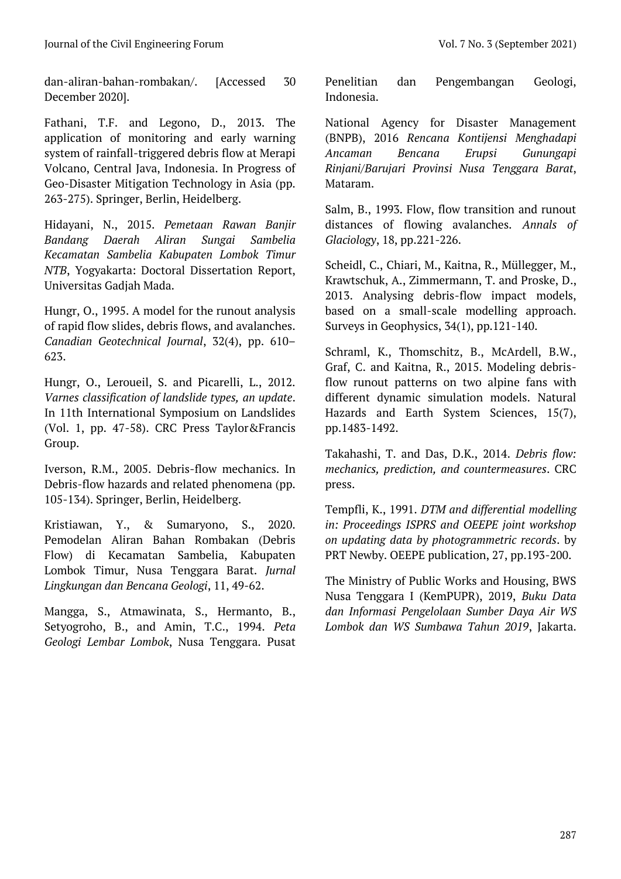dan-aliran-bahan-rombakan/. [Accessed 30 December 2020].

Fathani, T.F. and Legono, D., 2013. The application of monitoring and early warning system of rainfall-triggered debris flow at Merapi Volcano, Central Java, Indonesia. In Progress of Geo-Disaster Mitigation Technology in Asia (pp. 263-275). Springer, Berlin, Heidelberg.

Hidayani, N., 2015. *Pemetaan Rawan Banjir Bandang Daerah Aliran Sungai Sambelia Kecamatan Sambelia Kabupaten Lombok Timur NTB*, Yogyakarta: Doctoral Dissertation Report, Universitas Gadjah Mada.

Hungr, O., 1995. A model for the runout analysis of rapid flow slides, debris flows, and avalanches. *Canadian Geotechnical Journal*, 32(4), pp. 610–623.

Hungr, O., Leroueil, S. and Picarelli, L., 2012. *Varnes classification of landslide types, an update*. In 11th International Symposium on Landslides (Vol. 1, pp. 47-58). CRC Press Taylor&Francis Group.

Iverson, R.M., 2005. Debris-flow mechanics. In Debris-flow hazards and related phenomena (pp. 105-134). Springer, Berlin, Heidelberg.

Kristiawan, Y., & Sumaryono, S., 2020. Pemodelan Aliran Bahan Rombakan (Debris Flow) di Kecamatan Sambelia, Kabupaten Lombok Timur, Nusa Tenggara Barat. *Jurnal Lingkungan dan Bencana Geologi*, 11, 49-62.

Mangga, S., Atmawinata, S., Hermanto, B., Setyogroho, B., and Amin, T.C., 1994. *Peta Geologi Lembar Lombok*, Nusa Tenggara. Pusat Penelitian dan Pengembangan Geologi, Indonesia.

National Agency for Disaster Management (BNPB), 2016 *Rencana Kontijensi Menghadapi Ancaman Bencana Erupsi Gunungapi Rinjani/Barujari Provinsi Nusa Tenggara Barat*, Mataram.

Salm, B., 1993. Flow, flow transition and runout distances of flowing avalanches. *Annals of Glaciology*, 18, pp.221-226.

Scheidl, C., Chiari, M., Kaitna, R., Müllegger, M., Krawtschuk, A., Zimmermann, T. and Proske, D., 2013. Analysing debris-flow impact models, based on a small-scale modelling approach. Surveys in Geophysics, 34(1), pp.121-140.

Schraml, K., Thomschitz, B., McArdell, B.W., Graf, C. and Kaitna, R., 2015. Modeling debris-flow runout patterns on two alpine fans with different dynamic simulation models. Natural Hazards and Earth System Sciences, 15(7), pp.1483-1492.

Takahashi, T. and Das, D.K., 2014. *Debris flow: mechanics, prediction, and countermeasures*. CRC press.

Tempfli, K., 1991. *DTM and differential modelling in: Proceedings ISPRS and OEEPE joint workshop on updating data by photogrammetric records*. by PRT Newby. OEEPE publication, 27, pp.193-200.

The Ministry of Public Works and Housing, BWS Nusa Tenggara I (KemPUPR), 2019, *Buku Data dan Informasi Pengelolaan Sumber Daya Air WS Lombok dan WS Sumbawa Tahun 2019*, Jakarta.